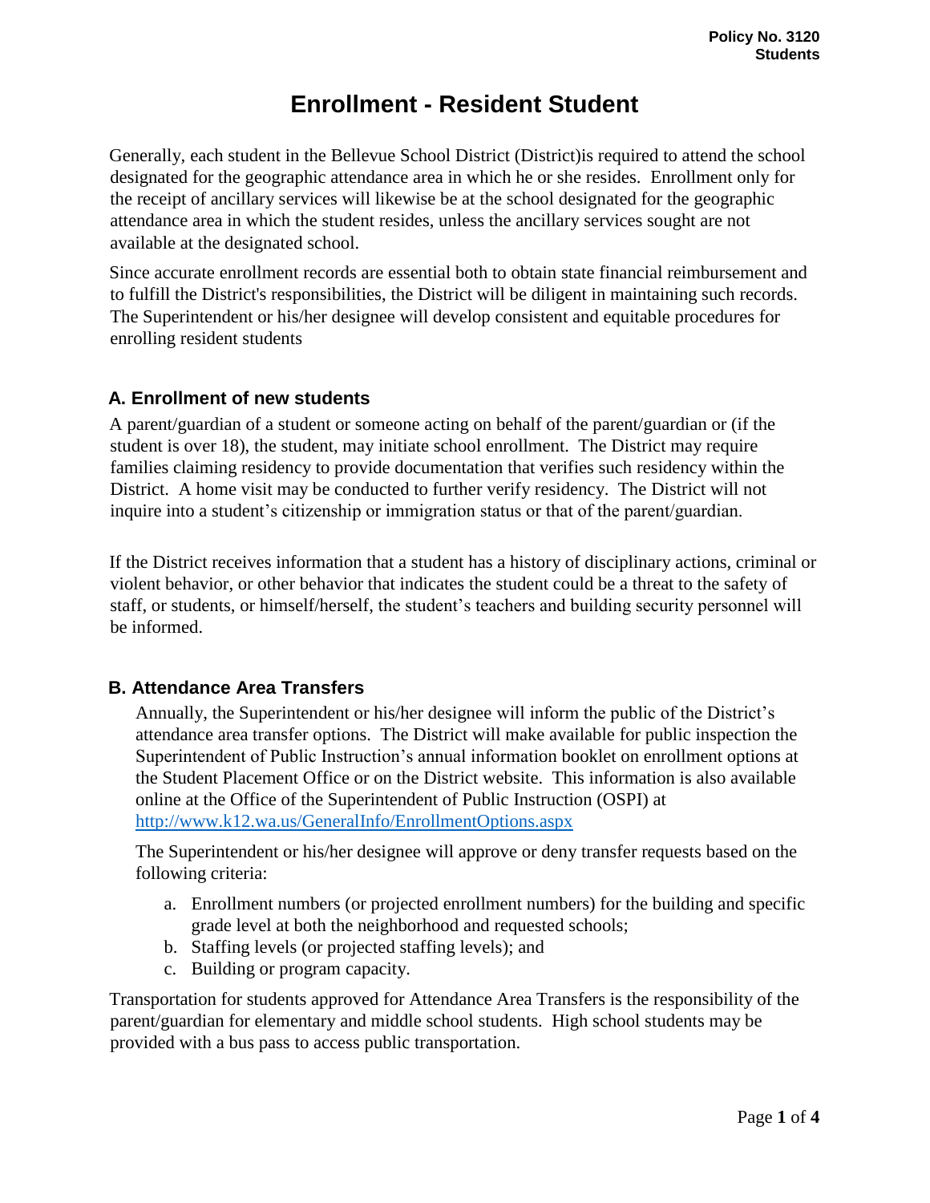Policy No. 3120
Students

# Enrollment - Resident Student

Generally, each student in the Bellevue School District (District)is required to attend the school designated for the geographic attendance area in which he or she resides. Enrollment only for the receipt of ancillary services will likewise be at the school designated for the geographic attendance area in which the student resides, unless the ancillary services sought are not available at the designated school.

Since accurate enrollment records are essential both to obtain state financial reimbursement and to fulfill the District's responsibilities, the District will be diligent in maintaining such records. The Superintendent or his/her designee will develop consistent and equitable procedures for enrolling resident students

## A. Enrollment of new students

A parent/guardian of a student or someone acting on behalf of the parent/guardian or (if the student is over 18), the student, may initiate school enrollment. The District may require families claiming residency to provide documentation that verifies such residency within the District. A home visit may be conducted to further verify residency. The District will not inquire into a student's citizenship or immigration status or that of the parent/guardian.

If the District receives information that a student has a history of disciplinary actions, criminal or violent behavior, or other behavior that indicates the student could be a threat to the safety of staff, or students, or himself/herself, the student's teachers and building security personnel will be informed.

## B. Attendance Area Transfers

Annually, the Superintendent or his/her designee will inform the public of the District's attendance area transfer options. The District will make available for public inspection the Superintendent of Public Instruction's annual information booklet on enrollment options at the Student Placement Office or on the District website. This information is also available online at the Office of the Superintendent of Public Instruction (OSPI) at http://www.k12.wa.us/GeneralInfo/EnrollmentOptions.aspx

The Superintendent or his/her designee will approve or deny transfer requests based on the following criteria:

a. Enrollment numbers (or projected enrollment numbers) for the building and specific grade level at both the neighborhood and requested schools;
b. Staffing levels (or projected staffing levels); and
c. Building or program capacity.

Transportation for students approved for Attendance Area Transfers is the responsibility of the parent/guardian for elementary and middle school students. High school students may be provided with a bus pass to access public transportation.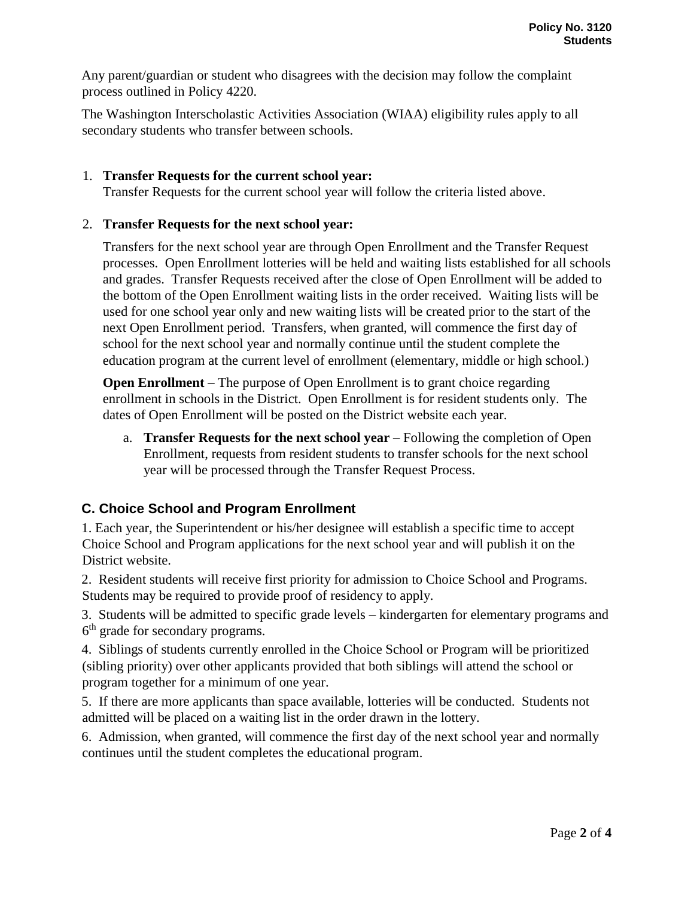Any parent/guardian or student who disagrees with the decision may follow the complaint process outlined in Policy 4220.

The Washington Interscholastic Activities Association (WIAA) eligibility rules apply to all secondary students who transfer between schools.

1. **Transfer Requests for the current school year:**
   Transfer Requests for the current school year will follow the criteria listed above.

2. **Transfer Requests for the next school year:**

   Transfers for the next school year are through Open Enrollment and the Transfer Request processes. Open Enrollment lotteries will be held and waiting lists established for all schools and grades. Transfer Requests received after the close of Open Enrollment will be added to the bottom of the Open Enrollment waiting lists in the order received. Waiting lists will be used for one school year only and new waiting lists will be created prior to the start of the next Open Enrollment period. Transfers, when granted, will commence the first day of school for the next school year and normally continue until the student complete the education program at the current level of enrollment (elementary, middle or high school.)

   **Open Enrollment** – The purpose of Open Enrollment is to grant choice regarding enrollment in schools in the District. Open Enrollment is for resident students only. The dates of Open Enrollment will be posted on the District website each year.

   a. **Transfer Requests for the next school year** – Following the completion of Open Enrollment, requests from resident students to transfer schools for the next school year will be processed through the Transfer Request Process.

## C. Choice School and Program Enrollment

1. Each year, the Superintendent or his/her designee will establish a specific time to accept Choice School and Program applications for the next school year and will publish it on the District website.

2. Resident students will receive first priority for admission to Choice School and Programs. Students may be required to provide proof of residency to apply.

3. Students will be admitted to specific grade levels – kindergarten for elementary programs and 6th grade for secondary programs.

4. Siblings of students currently enrolled in the Choice School or Program will be prioritized (sibling priority) over other applicants provided that both siblings will attend the school or program together for a minimum of one year.

5. If there are more applicants than space available, lotteries will be conducted. Students not admitted will be placed on a waiting list in the order drawn in the lottery.

6. Admission, when granted, will commence the first day of the next school year and normally continues until the student completes the educational program.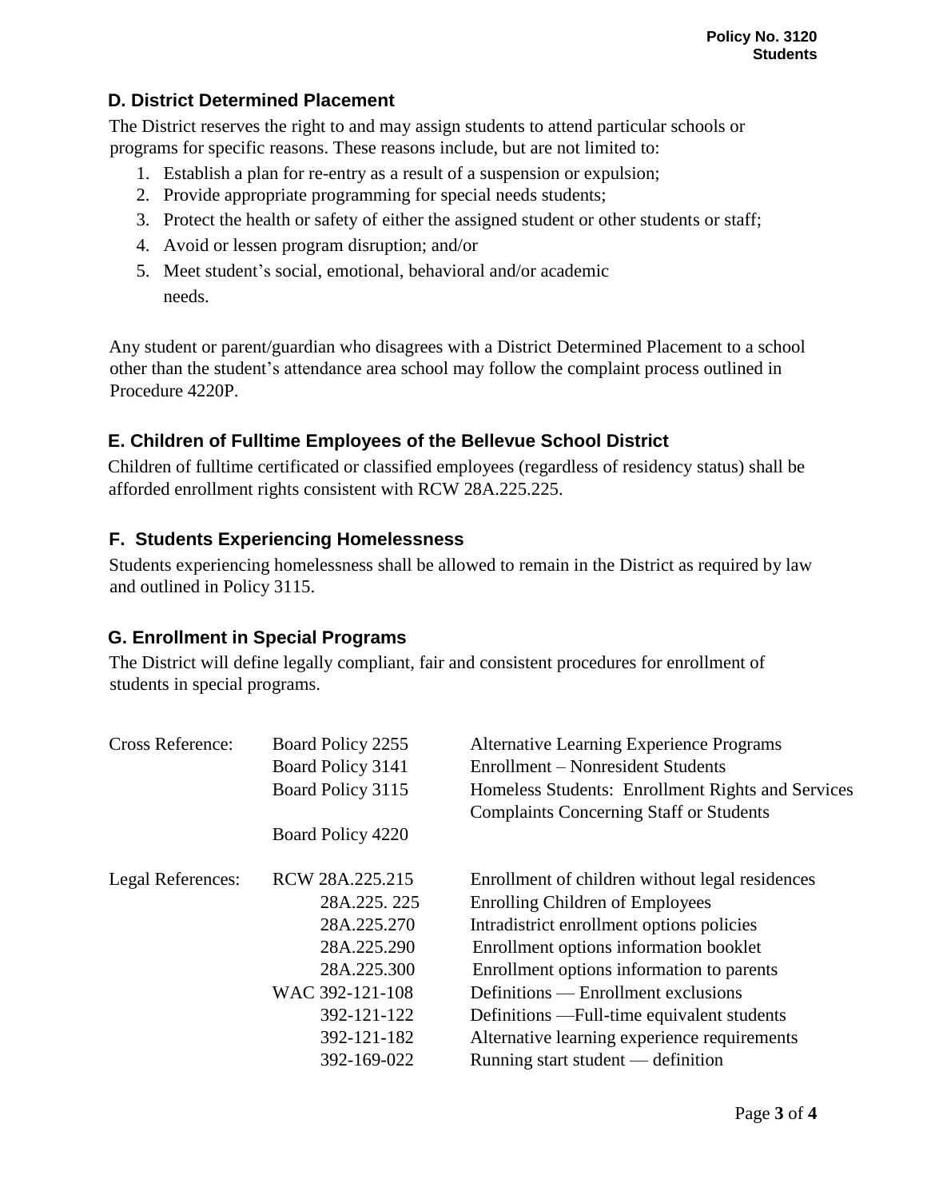## D. District Determined Placement

The District reserves the right to and may assign students to attend particular schools or programs for specific reasons. These reasons include, but are not limited to:

1. Establish a plan for re-entry as a result of a suspension or expulsion;
2. Provide appropriate programming for special needs students;
3. Protect the health or safety of either the assigned student or other students or staff;
4. Avoid or lessen program disruption; and/or
5. Meet student's social, emotional, behavioral and/or academic needs.

Any student or parent/guardian who disagrees with a District Determined Placement to a school other than the student's attendance area school may follow the complaint process outlined in Procedure 4220P.

## E. Children of Fulltime Employees of the Bellevue School District

Children of fulltime certificated or classified employees (regardless of residency status) shall be afforded enrollment rights consistent with RCW 28A.225.225.

## F. Students Experiencing Homelessness

Students experiencing homelessness shall be allowed to remain in the District as required by law and outlined in Policy 3115.

## G. Enrollment in Special Programs

The District will define legally compliant, fair and consistent procedures for enrollment of students in special programs.

| | | |
|---|---|---|
| Cross Reference: | Board Policy 2255 | Alternative Learning Experience Programs |
| | Board Policy 3141 | Enrollment – Nonresident Students |
| | Board Policy 3115 | Homeless Students: Enrollment Rights and Services |
| | Board Policy 4220 | Complaints Concerning Staff or Students |
| Legal References: | RCW 28A.225.215 | Enrollment of children without legal residences |
| | 28A.225. 225 | Enrolling Children of Employees |
| | 28A.225.270 | Intradistrict enrollment options policies |
| | 28A.225.290 | Enrollment options information booklet |
| | 28A.225.300 | Enrollment options information to parents |
| | WAC 392-121-108 | Definitions — Enrollment exclusions |
| | 392-121-122 | Definitions —Full-time equivalent students |
| | 392-121-182 | Alternative learning experience requirements |
| | 392-169-022 | Running start student — definition |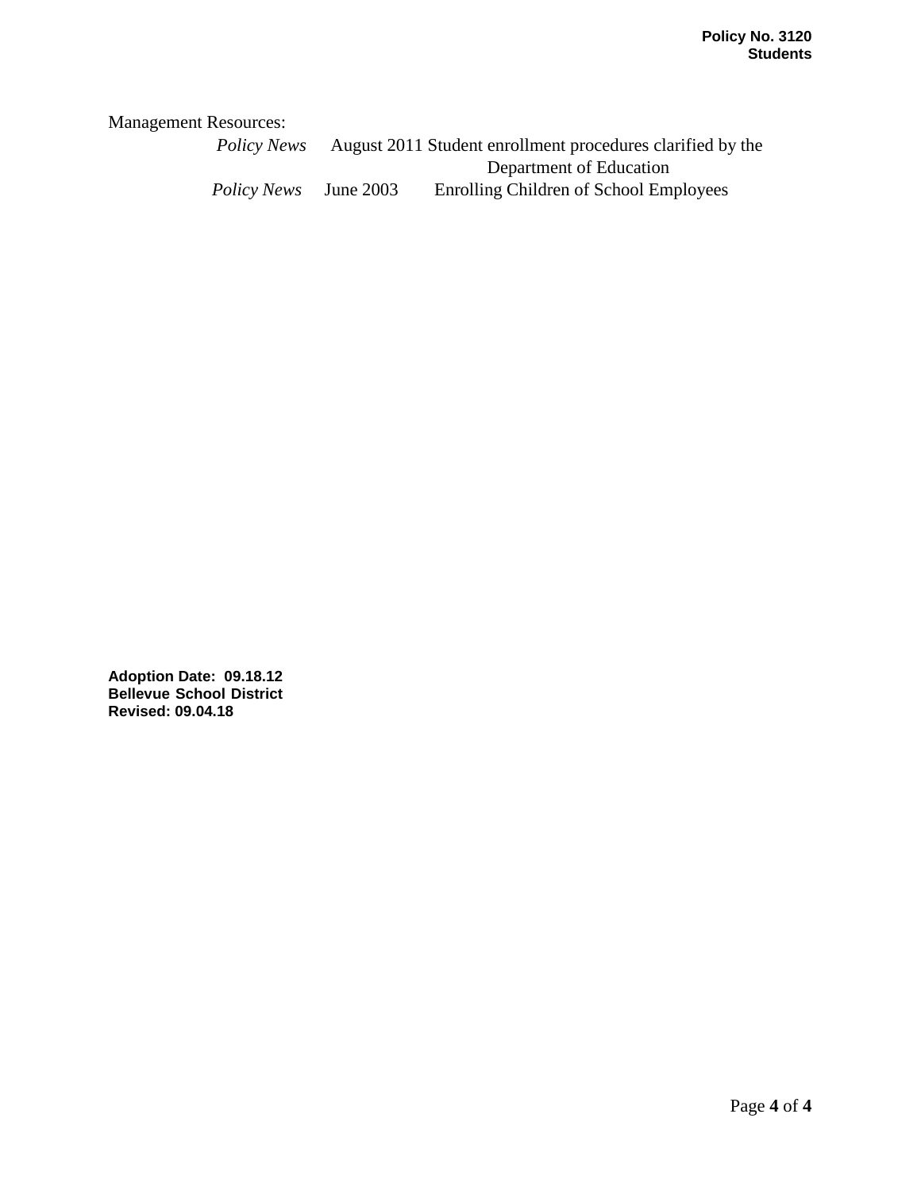Management Resources:

| | | |
|---|---|---|
| *Policy News* | August 2011 | Student enrollment procedures clarified by the Department of Education |
| *Policy News* | June 2003 | Enrolling Children of School Employees |

**Adoption Date: 09.18.12**
**Bellevue School District**
**Revised: 09.04.18**